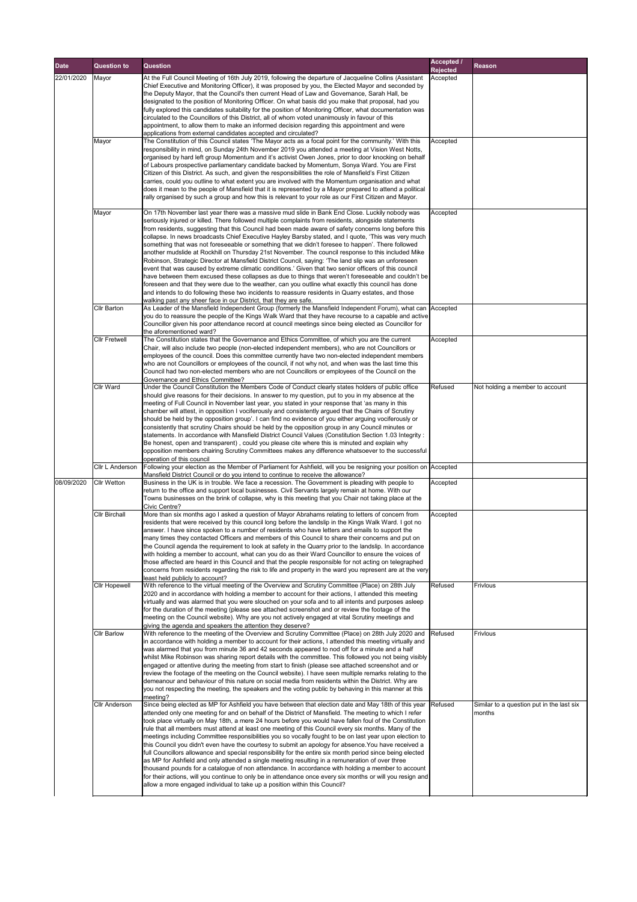| Date | Question to | Question | Accepted / Rejected | Reason |
| --- | --- | --- | --- | --- |
| 22/01/2020 | Mayor | At the Full Council Meeting of 16th July 2019, following the departure of Jacqueline Collins (Assistant Chief Executive and Monitoring Officer), it was proposed by you, the Elected Mayor and seconded by the Deputy Mayor, that the Council's then current Head of Law and Governance, Sarah Hall, be designated to the position of Monitoring Officer. On what basis did you make that proposal, had you fully explored this candidates suitability for the position of Monitoring Officer, what documentation was circulated to the Councillors of this District, all of whom voted unanimously in favour of this appointment, to allow them to make an informed decision regarding this appointment and were applications from external candidates accepted and circulated? | Accepted | |
| | Mayor | The Constitution of this Council states 'The Mayor acts as a focal point for the community.' With this responsibility in mind, on Sunday 24th November 2019 you attended a meeting at Vision West Notts, organised by hard left group Momentum and it's activist Owen Jones, prior to door knocking on behalf of Labours prospective parliamentary candidate backed by Momentum, Sonya Ward. You are First Citizen of this District. As such, and given the responsibilities the role of Mansfield's First Citizen carries, could you outline to what extent you are involved with the Momentum organisation and what does it mean to the people of Mansfield that it is represented by a Mayor prepared to attend a political rally organised by such a group and how this is relevant to your role as our First Citizen and Mayor. | Accepted | |
| | Mayor | On 17th November last year there was a massive mud slide in Bank End Close. Luckily nobody was seriously injured or killed. There followed multiple complaints from residents, alongside statements from residents, suggesting that this Council had been made aware of safety concerns long before this collapse. In news broadcasts Chief Executive Hayley Barsby stated, and I quote, 'This was very much something that was not foreseeable or something that we didn't foresee to happen'. There followed another mudslide at Rockhill on Thursday 21st November. The council response to this included Mike Robinson, Strategic Director at Mansfield District Council, saying: 'The land slip was an unforeseen event that was caused by extreme climatic conditions.' Given that two senior officers of this council have between them excused these collapses as due to things that weren't foreseeable and couldn't be foreseen and that they were due to the weather, can you outline what exactly this council has done and intends to do following these two incidents to reassure residents in Quarry estates, and those walking past any sheer face in our District, that they are safe. | Accepted | |
| | Cllr Barton | As Leader of the Mansfield Independent Group (formerly the Mansfield Independent Forum), what can you do to reassure the people of the Kings Walk Ward that they have recourse to a capable and active Councillor given his poor attendance record at council meetings since being elected as Councillor for the aforementioned ward? | Accepted | |
| | Cllr Fretwell | The Constitution states that the Governance and Ethics Committee, of which you are the current Chair, will also include two people (non-elected independent members), who are not Councillors or employees of the council. Does this committee currently have two non-elected independent members who are not Councillors or employees of the council, if not why not, and when was the last time this Council had two non-elected members who are not Councillors or employees of the Council on the Governance and Ethics Committee? | Accepted | |
| | Cllr Ward | Under the Council Constitution the Members Code of Conduct clearly states holders of public office should give reasons for their decisions. In answer to my question, put to you in my absence at the meeting of Full Council in November last year, you stated in your response that 'as many in this chamber will attest, in opposition I vociferously and consistently argued that the Chairs of Scrutiny should be held by the opposition group'. I can find no evidence of you either arguing vociferously or consistently that scrutiny Chairs should be held by the opposition group in any Council minutes or statements. In accordance with Mansfield District Council Values (Constitution Section 1.03 Integrity : Be honest, open and transparent) , could you please cite where this is minuted and explain why opposition members chairing Scrutiny Committees makes any difference whatsoever to the successful operation of this council | Refused | Not holding a member to account |
| | Cllr L Anderson | Following your election as the Member of Parliament for Ashfield, will you be resigning your position on Mansfield District Council or do you intend to continue to receive the allowance? | Accepted | |
| 08/09/2020 | Cllr Wetton | Business in the UK is in trouble. We face a recession. The Government is pleading with people to return to the office and support local businesses. Civil Servants largely remain at home. With our Towns businesses on the brink of collapse, why is this meeting that you Chair not taking place at the Civic Centre? | Accepted | |
| | Cllr Birchall | More than six months ago I asked a question of Mayor Abrahams relating to letters of concern from residents that were received by this council long before the landslip in the Kings Walk Ward. I got no answer. I have since spoken to a number of residents who have letters and emails to support the many times they contacted Officers and members of this Council to share their concerns and put on the Council agenda the requirement to look at safety in the Quarry prior to the landslip. In accordance with holding a member to account, what can you do as their Ward Councillor to ensure the voices of those affected are heard in this Council and that the people responsible for not acting on telegraphed concerns from residents regarding the risk to life and property in the ward you represent are at the very least held publicly to account? | Accepted | |
| | Cllr Hopewell | With reference to the virtual meeting of the Overview and Scrutiny Committee (Place) on 28th July 2020 and in accordance with holding a member to account for their actions, I attended this meeting virtually and was alarmed that you were slouched on your sofa and to all intents and purposes asleep for the duration of the meeting (please see attached screenshot and or review the footage of the meeting on the Council website). Why are you not actively engaged at vital Scrutiny meetings and giving the agenda and speakers the attention they deserve? | Refused | Frivlous |
| | Cllr Barlow | With reference to the meeting of the Overview and Scrutiny Committee (Place) on 28th July 2020 and in accordance with holding a member to account for their actions, I attended this meeting virtually and was alarmed that you from minute 36 and 42 seconds appeared to nod off for a minute and a half whilst Mike Robinson was sharing report details with the committee. This followed you not being visibly engaged or attentive during the meeting from start to finish (please see attached screenshot and or review the footage of the meeting on the Council website). I have seen multiple remarks relating to the demeanour and behaviour of this nature on social media from residents within the District. Why are you not respecting the meeting, the speakers and the voting public by behaving in this manner at this meeting? | Refused | Frivlous |
| | Cllr Anderson | Since being elected as MP for Ashfield you have between that election date and May 18th of this year attended only one meeting for and on behalf of the District of Mansfield. The meeting to which I refer took place virtually on May 18th, a mere 24 hours before you would have fallen foul of the Constitution rule that all members must attend at least one meeting of this Council every six months. Many of the meetings including Committee responsibilities you so vocally fought to be on last year upon election to this Council you didn't even have the courtesy to submit an apology for absence.You have received a full Councillors allowance and special responsibility for the entire six month period since being elected as MP for Ashfield and only attended a single meeting resulting in a remuneration of over three thousand pounds for a catalogue of non attendance. In accordance with holding a member to account for their actions, will you continue to only be in attendance once every six months or will you resign and allow a more engaged individual to take up a position within this Council? | Refused | Similar to a question put in the last six months |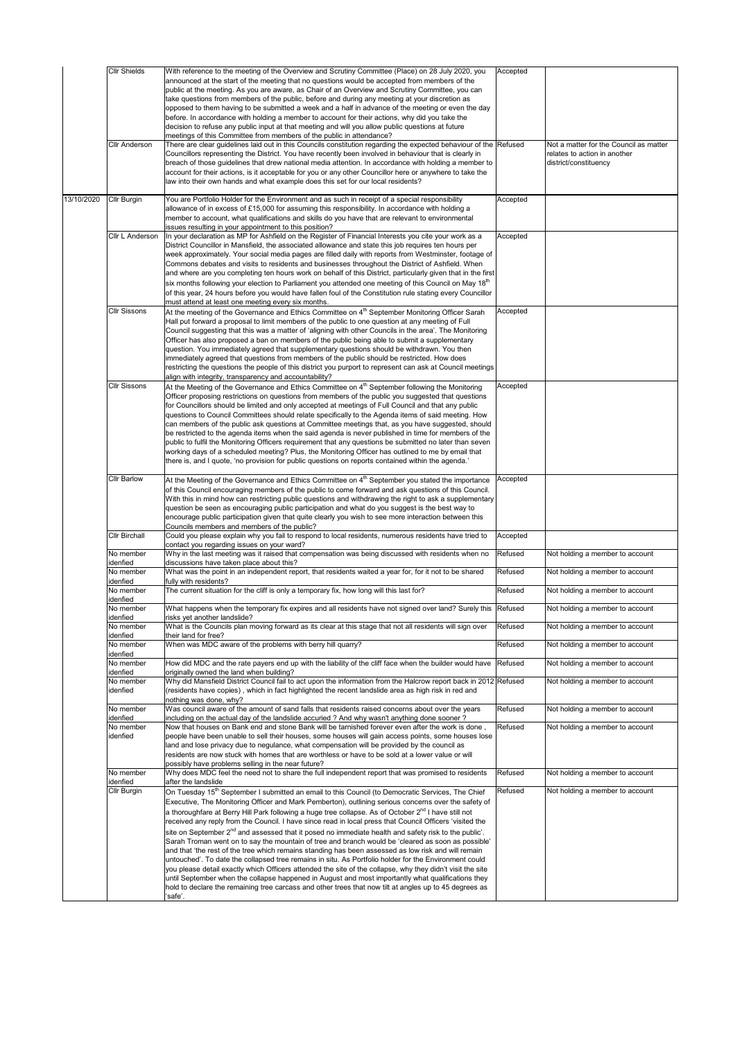| | | | | |
|---|---|---|---|---|
| | Cllr Shields | With reference to the meeting of the Overview and Scrutiny Committee (Place) on 28 July 2020, you announced at the start of the meeting that no questions would be accepted from members of the public at the meeting. As you are aware, as Chair of an Overview and Scrutiny Committee, you can take questions from members of the public, before and during any meeting at your discretion as opposed to them having to be submitted a week and a half in advance of the meeting or even the day before. In accordance with holding a member to account for their actions, why did you take the decision to refuse any public input at that meeting and will you allow public questions at future meetings of this Committee from members of the public in attendance? | Accepted | |
| | Cllr Anderson | There are clear guidelines laid out in this Councils constitution regarding the expected behaviour of the Councillors representing the District. You have recently been involved in behaviour that is clearly in breach of those guidelines that drew national media attention. In accordance with holding a member to account for their actions, is it acceptable for you or any other Councillor here or anywhere to take the law into their own hands and what example does this set for our local residents? | Refused | Not a matter for the Council as matter relates to action in another district/constituency |
| 13/10/2020 | Cllr Burgin | You are Portfolio Holder for the Environment and as such in receipt of a special responsibility allowance of in excess of £15,000 for assuming this responsibility. In accordance with holding a member to account, what qualifications and skills do you have that are relevant to environmental issues resulting in your appointment to this position? | Accepted | |
| | Cllr L Anderson | In your declaration as MP for Ashfield on the Register of Financial Interests you cite your work as a District Councillor in Mansfield, the associated allowance and state this job requires ten hours per week approximately. Your social media pages are filled daily with reports from Westminster, footage of Commons debates and visits to residents and businesses throughout the District of Ashfield. When and where are you completing ten hours work on behalf of this District, particularly given that in the first six months following your election to Parliament you attended one meeting of this Council on May 18th of this year, 24 hours before you would have fallen foul of the Constitution rule stating every Councillor must attend at least one meeting every six months. | Accepted | |
| | Cllr Sissons | At the meeting of the Governance and Ethics Committee on 4th September Monitoring Officer Sarah Hall put forward a proposal to limit members of the public to one question at any meeting of Full Council suggesting that this was a matter of 'aligning with other Councils in the area'. The Monitoring Officer has also proposed a ban on members of the public being able to submit a supplementary question. You immediately agreed that supplementary questions should be withdrawn. You then immediately agreed that questions from members of the public should be restricted. How does restricting the questions the people of this district you purport to represent can ask at Council meetings align with integrity, transparency and accountability? | Accepted | |
| | Cllr Sissons | At the Meeting of the Governance and Ethics Committee on 4th September following the Monitoring Officer proposing restrictions on questions from members of the public you suggested that questions for Councillors should be limited and only accepted at meetings of Full Council and that any public questions to Council Committees should relate specifically to the Agenda items of said meeting. How can members of the public ask questions at Committee meetings that, as you have suggested, should be restricted to the agenda items when the said agenda is never published in time for members of the public to fulfil the Monitoring Officers requirement that any questions be submitted no later than seven working days of a scheduled meeting? Plus, the Monitoring Officer has outlined to me by email that there is, and I quote, 'no provision for public questions on reports contained within the agenda.' | Accepted | |
| | Cllr Barlow | At the Meeting of the Governance and Ethics Committee on 4th September you stated the importance of this Council encouraging members of the public to come forward and ask questions of this Council. With this in mind how can restricting public questions and withdrawing the right to ask a supplementary question be seen as encouraging public participation and what do you suggest is the best way to encourage public participation given that quite clearly you wish to see more interaction between this Councils members and members of the public? | Accepted | |
| | Cllr Birchall | Could you please explain why you fail to respond to local residents, numerous residents have tried to contact you regarding issues on your ward? | Accepted | |
| | No member idenfied | Why in the last meeting was it raised that compensation was being discussed with residents when no discussions have taken place about this? | Refused | Not holding a member to account |
| | No member idenfied | What was the point in an independent report, that residents waited a year for, for it not to be shared fully with residents? | Refused | Not holding a member to account |
| | No member idenfied | The current situation for the cliff is only a temporary fix, how long will this last for? | Refused | Not holding a member to account |
| | No member idenfied | What happens when the temporary fix expires and all residents have not signed over land? Surely this risks yet another landslide? | Refused | Not holding a member to account |
| | No member idenfied | What is the Councils plan moving forward as its clear at this stage that not all residents will sign over their land for free? | Refused | Not holding a member to account |
| | No member idenfied | When was MDC aware of the problems with berry hill quarry? | Refused | Not holding a member to account |
| | No member idenfied | How did MDC and the rate payers end up with the liability of the cliff face when the builder would have originally owned the land when building? | Refused | Not holding a member to account |
| | No member idenfied | Why did Mansfield District Council fail to act upon the information from the Halcrow report back in 2012 (residents have copies) , which in fact highlighted the recent landslide area as high risk in red and nothing was done, why? | Refused | Not holding a member to account |
| | No member idenfied | Was council aware of the amount of sand falls that residents raised concerns about over the years including on the actual day of the landslide accuried ? And why wasn't anything done sooner ? | Refused | Not holding a member to account |
| | No member idenfied | Now that houses on Bank end and stone Bank will be tarnished forever even after the work is done , people have been unable to sell their houses, some houses will gain access points, some houses lose land and lose privacy due to negulance, what compensation will be provided by the council as residents are now stuck with homes that are worthless or have to be sold at a lower value or will possibly have problems selling in the near future? | Refused | Not holding a member to account |
| | No member idenfied | Why does MDC feel the need not to share the full independent report that was promised to residents after the landslide | Refused | Not holding a member to account |
| | Cllr Burgin | On Tuesday 15th September I submitted an email to this Council (to Democratic Services, The Chief Executive, The Monitoring Officer and Mark Pemberton), outlining serious concerns over the safety of a thoroughfare at Berry Hill Park following a huge tree collapse. As of October 2nd I have still not received any reply from the Council. I have since read in local press that Council Officers 'visited the site on September 2nd and assessed that it posed no immediate health and safety risk to the public'. Sarah Troman went on to say the mountain of tree and branch would be 'cleared as soon as possible' and that 'the rest of the tree which remains standing has been assessed as low risk and will remain untouched'. To date the collapsed tree remains in situ. As Portfolio holder for the Environment could you please detail exactly which Officers attended the site of the collapse, why they didn't visit the site until September when the collapse happened in August and most importantly what qualifications they hold to declare the remaining tree carcass and other trees that now tilt at angles up to 45 degrees as 'safe'. | Refused | Not holding a member to account |